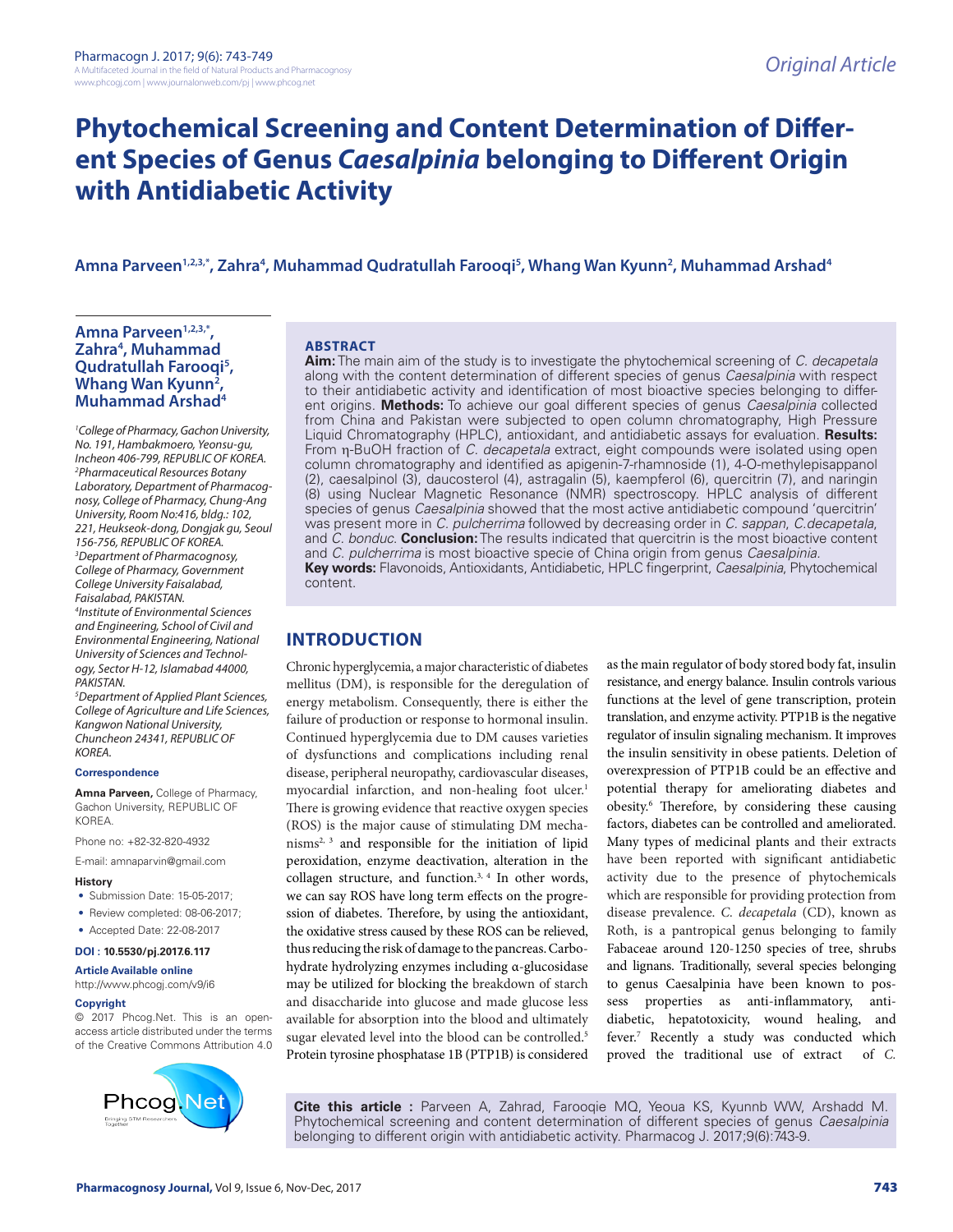Original Article

# Phytochemical Screening and Content Determination of Different Species of Genus *Caesalpinia* belonging to Different Origin with Antidiabetic Activity

**Amna Parveen[1,2,3,*], Zahra[4], Muhammad Qudratullah Farooqi[5], Whang Wan Kyunn[2], Muhammad Arshad[4]**

[1]College of Pharmacy, Gachon University, No. 191, Hambakmoero, Yeonsu-gu, Incheon 406-799, REPUBLIC OF KOREA.
[2]Pharmaceutical Resources Botany Laboratory, Department of Pharmacognosy, College of Pharmacy, Chung-Ang University, Room No:416, bldg.: 102, 221, Heukseok-dong, Dongjak gu, Seoul 156-756, REPUBLIC OF KOREA.
[3]Department of Pharmacognosy, College of Pharmacy, Government College University Faisalabad, Faisalabad, PAKISTAN.
[4]Institute of Environmental Sciences and Engineering, School of Civil and Environmental Engineering, National University of Sciences and Technology, Sector H-12, Islamabad 44000, PAKISTAN.
[5]Department of Applied Plant Sciences, College of Agriculture and Life Sciences, Kangwon National University, Chuncheon 24341, REPUBLIC OF KOREA.

**Correspondence**

**Amna Parveen,** College of Pharmacy, Gachon University, REPUBLIC OF KOREA.

Phone no: +82-32-820-4932

E-mail: amnaparvin@gmail.com

**History**

- Submission Date: 15-05-2017;
- Review completed: 08-06-2017;
- Accepted Date: 22-08-2017

**DOI : 10.5530/pj.2017.6.117**

**Article Available online**
http://www.phcogj.com/v9/i6

**Copyright**
© 2017 Phcog.Net. This is an open-access article distributed under the terms of the Creative Commons Attribution 4.0

## ABSTRACT

**Aim:** The main aim of the study is to investigate the phytochemical screening of *C. decapetala* along with the content determination of different species of genus *Caesalpinia* with respect to their antidiabetic activity and identification of most bioactive species belonging to different origins. **Methods:** To achieve our goal different species of genus *Caesalpinia* collected from China and Pakistan were subjected to open column chromatography, High Pressure Liquid Chromatography (HPLC), antioxidant, and antidiabetic assays for evaluation. **Results:** From η-BuOH fraction of *C. decapetala* extract, eight compounds were isolated using open column chromatography and identified as apigenin-7-rhamnoside (1), 4-O-methylepisappanol (2), caesalpinol (3), daucosterol (4), astragalin (5), kaempferol (6), quercitrin (7), and naringin (8) using Nuclear Magnetic Resonance (NMR) spectroscopy. HPLC analysis of different species of genus *Caesalpinia* showed that the most active antidiabetic compound 'quercitrin' was present more in *C. pulcherrima* followed by decreasing order in *C. sappan*, *C.decapetala*, and *C. bonduc.* **Conclusion:** The results indicated that quercitrin is the most bioactive content and *C. pulcherrima* is most bioactive specie of China origin from genus *Caesalpinia.*

**Key words:** Flavonoids, Antioxidants, Antidiabetic, HPLC fingerprint, *Caesalpinia*, Phytochemical content.

## INTRODUCTION

Chronic hyperglycemia, a major characteristic of diabetes mellitus (DM), is responsible for the deregulation of energy metabolism. Consequently, there is either the failure of production or response to hormonal insulin. Continued hyperglycemia due to DM causes varieties of dysfunctions and complications including renal disease, peripheral neuropathy, cardiovascular diseases, myocardial infarction, and non-healing foot ulcer.[1] There is growing evidence that reactive oxygen species (ROS) is the major cause of stimulating DM mechanisms[2, 3] and responsible for the initiation of lipid peroxidation, enzyme deactivation, alteration in the collagen structure, and function.[3, 4] In other words, we can say ROS have long term effects on the progression of diabetes. Therefore, by using the antioxidant, the oxidative stress caused by these ROS can be relieved, thus reducing the risk of damage to the pancreas. Carbohydrate hydrolyzing enzymes including α-glucosidase may be utilized for blocking the breakdown of starch and disaccharide into glucose and made glucose less available for absorption into the blood and ultimately sugar elevated level into the blood can be controlled.[5] Protein tyrosine phosphatase 1B (PTP1B) is considered as the main regulator of body stored body fat, insulin resistance, and energy balance. Insulin controls various functions at the level of gene transcription, protein translation, and enzyme activity. PTP1B is the negative regulator of insulin signaling mechanism. It improves the insulin sensitivity in obese patients. Deletion of overexpression of PTP1B could be an effective and potential therapy for ameliorating diabetes and obesity.[6] Therefore, by considering these causing factors, diabetes can be controlled and ameliorated. Many types of medicinal plants and their extracts have been reported with significant antidiabetic activity due to the presence of phytochemicals which are responsible for providing protection from disease prevalence. *C. decapetala* (CD), known as Roth, is a pantropical genus belonging to family Fabaceae around 120-1250 species of tree, shrubs and lignans. Traditionally, several species belonging to genus Caesalpinia have been known to possess properties as anti-inflammatory, anti-diabetic, hepatotoxicity, wound healing, and fever.[7] Recently a study was conducted which proved the traditional use of extract of *C.*

**Cite this article :** Parveen A, Zahrad, Farooqie MQ, Yeoua KS, Kyunnb WW, Arshadd M. Phytochemical screening and content determination of different species of genus *Caesalpinia* belonging to different origin with antidiabetic activity. Pharmacog J. 2017;9(6):743-9.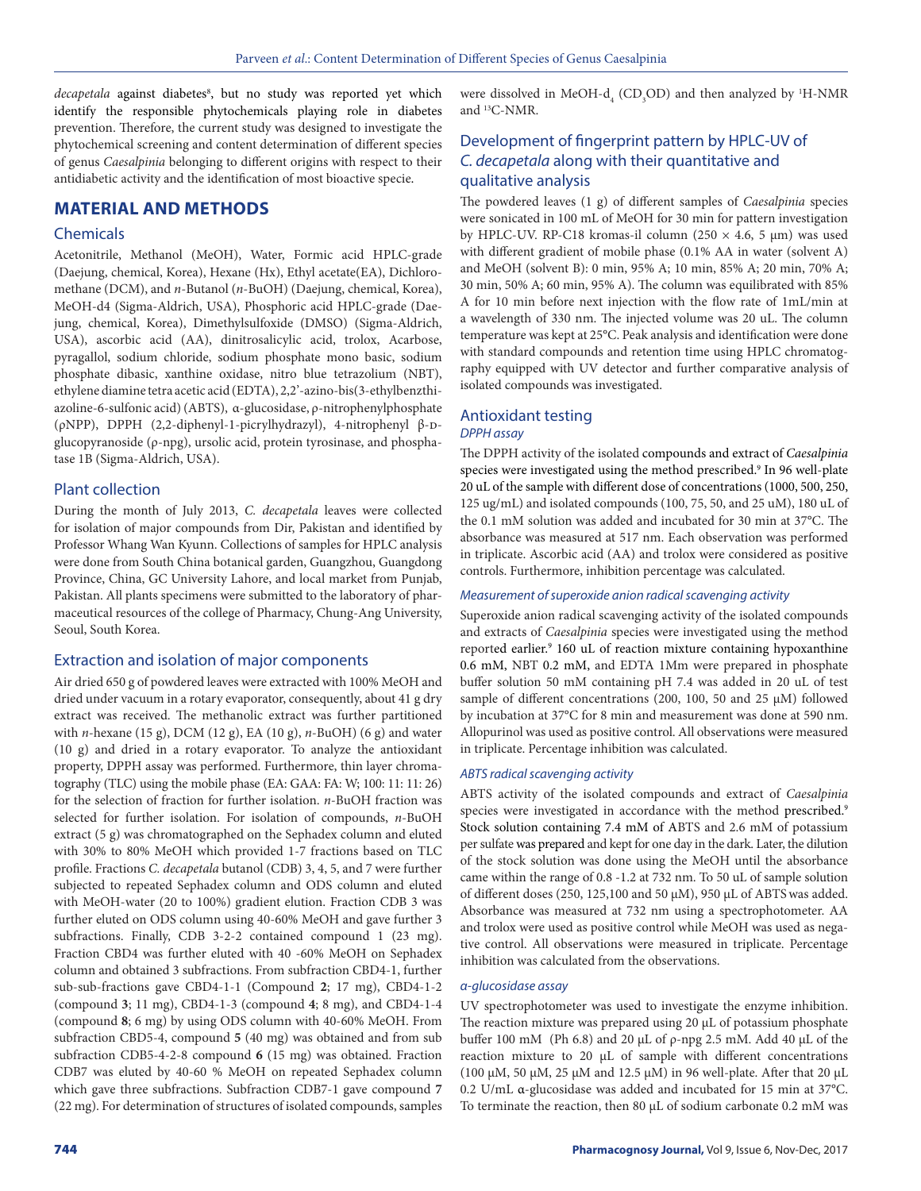*decapetala* against diabetes[8], but no study was reported yet which identify the responsible phytochemicals playing role in diabetes prevention. Therefore, the current study was designed to investigate the phytochemical screening and content determination of different species of genus *Caesalpinia* belonging to different origins with respect to their antidiabetic activity and the identification of most bioactive specie.

## MATERIAL AND METHODS

### Chemicals

Acetonitrile, Methanol (MeOH), Water, Formic acid HPLC-grade (Daejung, chemical, Korea), Hexane (Hx), Ethyl acetate(EA), Dichloromethane (DCM), and *n*-Butanol (*n*-BuOH) (Daejung, chemical, Korea), MeOH-d4 (Sigma-Aldrich, USA), Phosphoric acid HPLC-grade (Daejung, chemical, Korea), Dimethylsulfoxide (DMSO) (Sigma-Aldrich, USA), ascorbic acid (AA), dinitrosalicylic acid, trolox, Acarbose, pyragallol, sodium chloride, sodium phosphate mono basic, sodium phosphate dibasic, xanthine oxidase, nitro blue tetrazolium (NBT), ethylene diamine tetra acetic acid (EDTA), 2,2'-azino-bis(3-ethylbenzthiazoline-6-sulfonic acid) (ABTS), α-glucosidase, ρ-nitrophenylphosphate (ρNPP), DPPH (2,2-diphenyl-1-picrylhydrazyl), 4-nitrophenyl β-D-glucopyranoside (ρ-npg), ursolic acid, protein tyrosinase, and phosphatase 1B (Sigma-Aldrich, USA).

### Plant collection

During the month of July 2013, *C. decapetala* leaves were collected for isolation of major compounds from Dir, Pakistan and identified by Professor Whang Wan Kyunn. Collections of samples for HPLC analysis were done from South China botanical garden, Guangzhou, Guangdong Province, China, GC University Lahore, and local market from Punjab, Pakistan. All plants specimens were submitted to the laboratory of pharmaceutical resources of the college of Pharmacy, Chung-Ang University, Seoul, South Korea.

### Extraction and isolation of major components

Air dried 650 g of powdered leaves were extracted with 100% MeOH and dried under vacuum in a rotary evaporator, consequently, about 41 g dry extract was received. The methanolic extract was further partitioned with *n*-hexane (15 g), DCM (12 g), EA (10 g), *n*-BuOH) (6 g) and water (10 g) and dried in a rotary evaporator. To analyze the antioxidant property, DPPH assay was performed. Furthermore, thin layer chromatography (TLC) using the mobile phase (EA: GAA: FA: W; 100: 11: 11: 26) for the selection of fraction for further isolation. *n*-BuOH fraction was selected for further isolation. For isolation of compounds, *n*-BuOH extract (5 g) was chromatographed on the Sephadex column and eluted with 30% to 80% MeOH which provided 1-7 fractions based on TLC profile. Fractions *C. decapetala* butanol (CDB) 3, 4, 5, and 7 were further subjected to repeated Sephadex column and ODS column and eluted with MeOH-water (20 to 100%) gradient elution. Fraction CDB 3 was further eluted on ODS column using 40-60% MeOH and gave further 3 subfractions. Finally, CDB 3-2-2 contained compound 1 (23 mg). Fraction CBD4 was further eluted with 40 -60% MeOH on Sephadex column and obtained 3 subfractions. From subfraction CBD4-1, further sub-sub-fractions gave CBD4-1-1 (Compound **2**; 17 mg), CBD4-1-2 (compound **3**; 11 mg), CBD4-1-3 (compound **4**; 8 mg), and CBD4-1-4 (compound **8**; 6 mg) by using ODS column with 40-60% MeOH. From subfraction CBD5-4, compound **5** (40 mg) was obtained and from sub subfraction CDB5-4-2-8 compound **6** (15 mg) was obtained. Fraction CBD7 was eluted by 40-60 % MeOH on repeated Sephadex column which gave three subfractions. Subfraction CBD7-1 gave compound **7** (22 mg). For determination of structures of isolated compounds, samples were dissolved in MeOH-$d_4$ ($CD_3OD$) and then analyzed by $^1$H-NMR and $^{13}$C-NMR.

### Development of fingerprint pattern by HPLC-UV of *C. decapetala* along with their quantitative and qualitative analysis

The powdered leaves (1 g) of different samples of *Caesalpinia* species were sonicated in 100 mL of MeOH for 30 min for pattern investigation by HPLC-UV. RP-C18 kromas-il column (250 × 4.6, 5 µm) was used with different gradient of mobile phase (0.1% AA in water (solvent A) and MeOH (solvent B): 0 min, 95% A; 10 min, 85% A; 20 min, 70% A; 30 min, 50% A; 60 min, 95% A). The column was equilibrated with 85% A for 10 min before next injection with the flow rate of 1mL/min at a wavelength of 330 nm. The injected volume was 20 uL. The column temperature was kept at 25°C. Peak analysis and identification were done with standard compounds and retention time using HPLC chromatography equipped with UV detector and further comparative analysis of isolated compounds was investigated.

### Antioxidant testing

#### *DPPH assay*

The DPPH activity of the isolated compounds and extract of *Caesalpinia* species were investigated using the method prescribed.[9] In 96 well-plate 20 uL of the sample with different dose of concentrations (1000, 500, 250, 125 ug/mL) and isolated compounds (100, 75, 50, and 25 uM), 180 uL of the 0.1 mM solution was added and incubated for 30 min at 37°C. The absorbance was measured at 517 nm. Each observation was performed in triplicate. Ascorbic acid (AA) and trolox were considered as positive controls. Furthermore, inhibition percentage was calculated.

#### *Measurement of superoxide anion radical scavenging activity*

Superoxide anion radical scavenging activity of the isolated compounds and extracts of *Caesalpinia* species were investigated using the method reported earlier.[9] 160 uL of reaction mixture containing hypoxanthine 0.6 mM, NBT 0.2 mM, and EDTA 1Mm were prepared in phosphate buffer solution 50 mM containing pH 7.4 was added in 20 uL of test sample of different concentrations (200, 100, 50 and 25 µM) followed by incubation at 37°C for 8 min and measurement was done at 590 nm. Allopurinol was used as positive control. All observations were measured in triplicate. Percentage inhibition was calculated.

#### *ABTS radical scavenging activity*

ABTS activity of the isolated compounds and extract of *Caesalpinia* species were investigated in accordance with the method prescribed.[9] Stock solution containing 7.4 mM of ABTS and 2.6 mM of potassium per sulfate was prepared and kept for one day in the dark. Later, the dilution of the stock solution was done using the MeOH until the absorbance came within the range of 0.8 -1.2 at 732 nm. To 50 uL of sample solution of different doses (250, 125,100 and 50 µM), 950 µL of ABTS was added. Absorbance was measured at 732 nm using a spectrophotometer. AA and trolox were used as positive control while MeOH was used as negative control. All observations were measured in triplicate. Percentage inhibition was calculated from the observations.

#### *α-glucosidase assay*

UV spectrophotometer was used to investigate the enzyme inhibition. The reaction mixture was prepared using 20 µL of potassium phosphate buffer 100 mM (Ph 6.8) and 20 µL of ρ-npg 2.5 mM. Add 40 µL of the reaction mixture to 20 µL of sample with different concentrations (100 µM, 50 µM, 25 µM and 12.5 µM) in 96 well-plate. After that 20 µL 0.2 U/mL α-glucosidase was added and incubated for 15 min at 37°C. To terminate the reaction, then 80 µL of sodium carbonate 0.2 mM was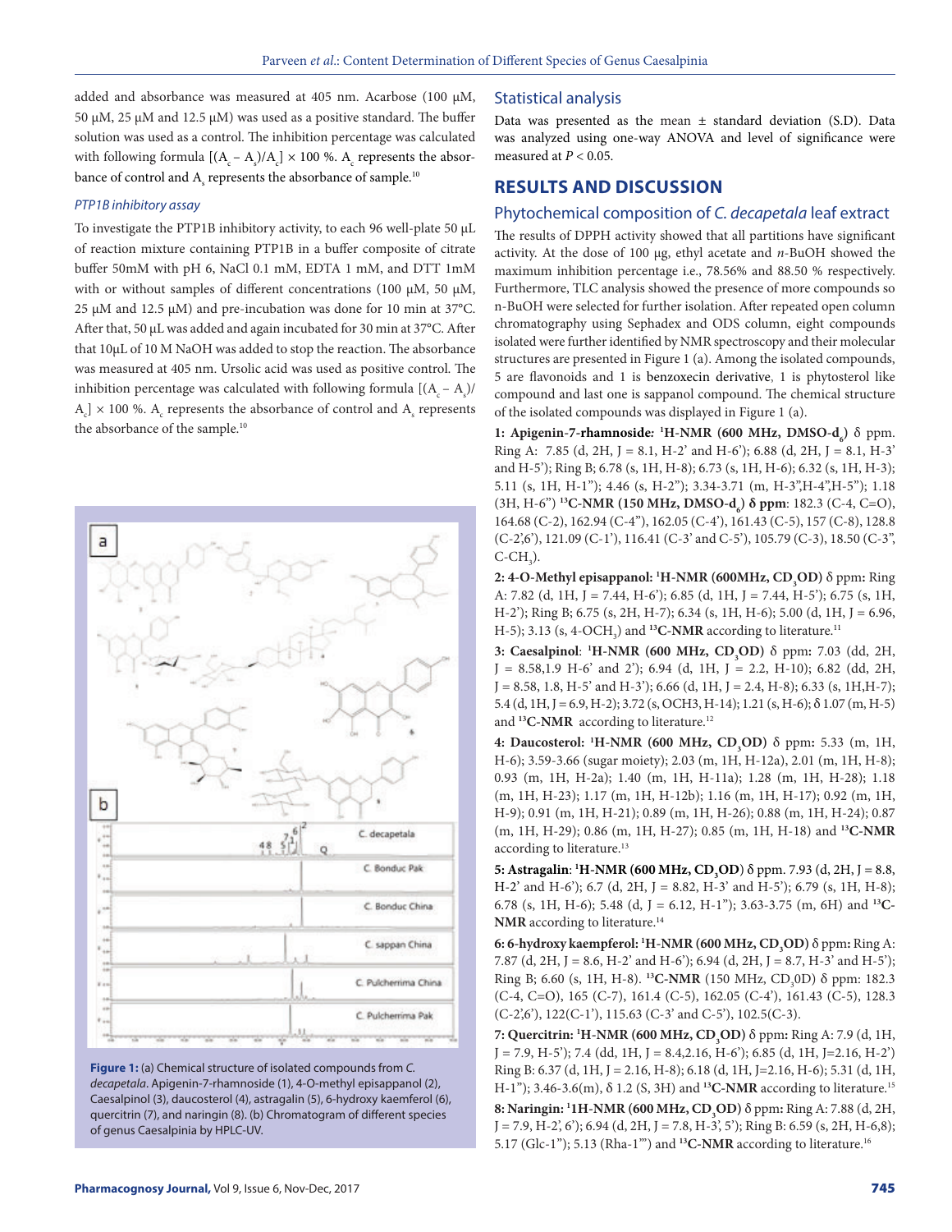added and absorbance was measured at 405 nm. Acarbose (100 μM, 50 μM, 25 μM and 12.5 μM) was used as a positive standard. The buffer solution was used as a control. The inhibition percentage was calculated with following formula $[(A_c - A_s)/A_c] \times 100$ %. $A_c$ represents the absorbance of control and $A_s$ represents the absorbance of sample.[10]

### *PTP1B inhibitory assay*

To investigate the PTP1B inhibitory activity, to each 96 well-plate 50 μL of reaction mixture containing PTP1B in a buffer composite of citrate buffer 50mM with pH 6, NaCl 0.1 mM, EDTA 1 mM, and DTT 1mM with or without samples of different concentrations (100 μM, 50 μM, 25 μM and 12.5 μM) and pre-incubation was done for 10 min at 37°C. After that, 50 μL was added and again incubated for 30 min at 37°C. After that 10μL of 10 M NaOH was added to stop the reaction. The absorbance was measured at 405 nm. Ursolic acid was used as positive control. The inhibition percentage was calculated with following formula $[(A_c - A_s)/A_c] \times 100$ %. $A_c$ represents the absorbance of control and $A_s$ represents the absorbance of the sample.[10]

**Figure 1:** (a) Chemical structure of isolated compounds from *C. decapetala*. Apigenin-7-rhamnoside (1), 4-O-methyl episappanol (2), Caesalpinol (3), daucosterol (4), astragalin (5), 6-hydroxy kaempferol (6), quercitrin (7), and naringin (8). (b) Chromatogram of different species of genus Caesalpinia by HPLC-UV.

## Statistical analysis

Data was presented as the mean ± standard deviation (S.D). Data was analyzed using one-way ANOVA and level of significance were measured at $P < 0.05$.

# RESULTS AND DISCUSSION

## Phytochemical composition of *C. decapetala* leaf extract

The results of DPPH activity showed that all partitions have significant activity. At the dose of 100 μg, ethyl acetate and *n*-BuOH showed the maximum inhibition percentage i.e., 78.56% and 88.50 % respectively. Furthermore, TLC analysis showed the presence of more compounds so n-BuOH were selected for further isolation. After repeated open column chromatography using Sephadex and ODS column, eight compounds isolated were further identified by NMR spectroscopy and their molecular structures are presented in Figure 1 (a). Among the isolated compounds, 5 are flavonoids and 1 is benzoxecin derivative, 1 is phytosterol like compound and last one is sappanol compound. The chemical structure of the isolated compounds was displayed in Figure 1 (a).

**1: Apigenin-7-rhamnoside: $^1$H-NMR (600 MHz, DMSO-$d_6$)** δ ppm. Ring A: 7.85 (d, 2H, J = 8.1, H-2' and H-6'); 6.88 (d, 2H, J = 8.1, H-3' and H-5'); Ring B; 6.78 (s, 1H, H-8); 6.73 (s, 1H, H-6); 6.32 (s, 1H, H-3); 5.11 (s, 1H, H-1"); 4.46 (s, H-2"); 3.34-3.71 (m, H-3",H-4",H-5"); 1.18 (3H, H-6") **$^{13}$C-NMR (150 MHz, DMSO-$d_6$) δ ppm**: 182.3 (C-4, C=O), 164.68 (C-2), 162.94 (C-4"), 162.05 (C-4'), 161.43 (C-5), 157 (C-8), 128.8 (C-2',6'), 121.09 (C-1'), 116.41 (C-3' and C-5'), 105.79 (C-3), 18.50 (C-3", $C\text{-}CH_3$).

**2: 4-O-Methyl episappanol: $^1$H-NMR (600MHz, $CD_3OD$)** δ ppm**:** Ring A: 7.82 (d, 1H, J = 7.44, H-6'); 6.85 (d, 1H, J = 7.44, H-5'); 6.75 (s, 1H, H-2'); Ring B; 6.75 (s, 2H, H-7); 6.34 (s, 1H, H-6); 5.00 (d, 1H, J = 6.96, H-5); 3.13 (s, 4-$OCH_3$) and **$^{13}$C-NMR** according to literature.[11]

**3: Caesalpinol**: **$^1$H-NMR (600 MHz, $CD_3OD$)** δ ppm**:** 7.03 (dd, 2H, J = 8.58,1.9 H-6' and 2'); 6.94 (d, 1H, J = 2.2, H-10); 6.82 (dd, 2H, J = 8.58, 1.8, H-5' and H-3'); 6.66 (d, 1H, J = 2.4, H-8); 6.33 (s, 1H,H-7); 5.4 (d, 1H, J = 6.9, H-2); 3.72 (s, OCH3, H-14); 1.21 (s, H-6); δ 1.07 (m, H-5) and **$^{13}$C-NMR** according to literature.[12]

**4: Daucosterol: $^1$H-NMR (600 MHz, $CD_3OD$)** δ ppm**:** 5.33 (m, 1H, H-6); 3.59-3.66 (sugar moiety); 2.03 (m, 1H, H-12a), 2.01 (m, 1H, H-8); 0.93 (m, 1H, H-2a); 1.40 (m, 1H, H-11a); 1.28 (m, 1H, H-28); 1.18 (m, 1H, H-23); 1.17 (m, 1H, H-12b); 1.16 (m, 1H, H-17); 0.92 (m, 1H, H-9); 0.91 (m, 1H, H-21); 0.89 (m, 1H, H-26); 0.88 (m, 1H, H-24); 0.87 (m, 1H, H-29); 0.86 (m, 1H, H-27); 0.85 (m, 1H, H-18) and **$^{13}$C-NMR** according to literature.[13]

**5: Astragalin**: **$^1$H-NMR (600 MHz, $CD_3OD$)** δ ppm. 7.93 (d, 2H, J = 8.8, H-2' and H-6'); 6.7 (d, 2H, J = 8.82, H-3' and H-5'); 6.79 (s, 1H, H-8); 6.78 (s, 1H, H-6); 5.48 (d, J = 6.12, H-1"); 3.63-3.75 (m, 6H) and **$^{13}$C-NMR** according to literature.[14]

**6: 6-hydroxy kaempferol: $^1$H-NMR (600 MHz, $CD_3OD$)** δ ppm**:** Ring A: 7.87 (d, 2H, J = 8.6, H-2' and H-6'); 6.94 (d, 2H, J = 8.7, H-3' and H-5'); Ring B; 6.60 (s, 1H, H-8). **$^{13}$C-NMR** (150 MHz, $CD_3OD$) δ ppm: 182.3 (C-4, C=O), 165 (C-7), 161.4 (C-5), 162.05 (C-4'), 161.43 (C-5), 128.3 (C-2',6'), 122(C-1'), 115.63 (C-3' and C-5'), 102.5(C-3).

**7: Quercitrin: $^1$H-NMR (600 MHz, $CD_3OD$)** δ ppm**:** Ring A: 7.9 (d, 1H, J = 7.9, H-5'); 7.4 (dd, 1H, J = 8.4,2.16, H-6'); 6.85 (d, 1H, J=2.16, H-2') Ring B: 6.37 (d, 1H, J = 2.16, H-8); 6.18 (d, 1H, J=2.16, H-6); 5.31 (d, 1H, H-1"); 3.46-3.6(m), δ 1.2 (S, 3H) and **$^{13}$C-NMR** according to literature.[15]

**8: Naringin: $^1$1H-NMR (600 MHz, $CD_3OD$)** δ ppm**:** Ring A: 7.88 (d, 2H, J = 7.9, H-2', 6'); 6.94 (d, 2H, J = 7.8, H-3', 5'); Ring B: 6.59 (s, 2H, H-6,8); 5.17 (Glc-1"); 5.13 (Rha-1"') and **$^{13}$C-NMR** according to literature.[16]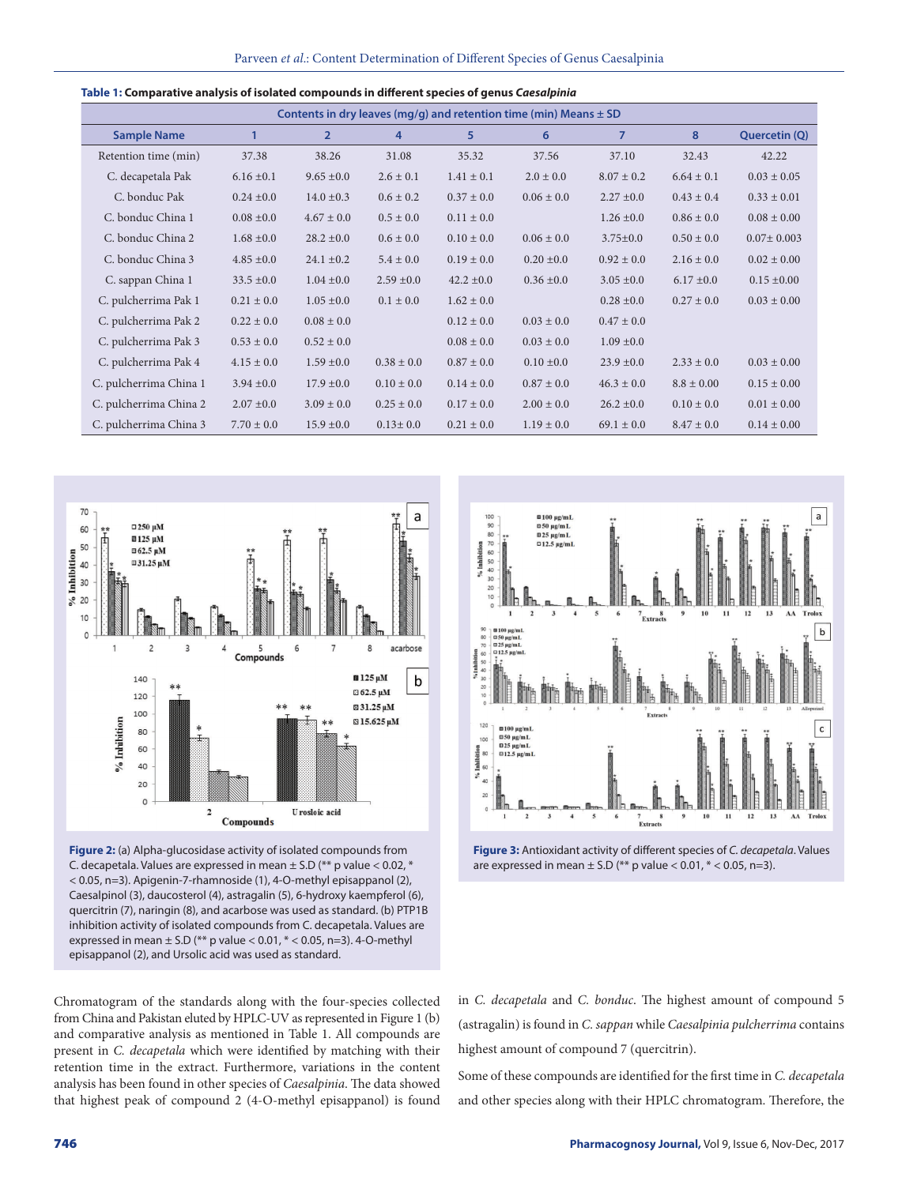**Table 1: Comparative analysis of isolated compounds in different species of genus *Caesalpinia***

| Contents in dry leaves (mg/g) and retention time (min) Means ± SD | | | | | | | | |
|---|---|---|---|---|---|---|---|---|
| **Sample Name** | **1** | **2** | **4** | **5** | **6** | **7** | **8** | **Quercetin (Q)** |
| Retention time (min) | 37.38 | 38.26 | 31.08 | 35.32 | 37.56 | 37.10 | 32.43 | 42.22 |
| C. decapetala Pak | 6.16 ±0.1 | 9.65 ±0.0 | 2.6 ± 0.1 | 1.41 ± 0.1 | 2.0 ± 0.0 | 8.07 ± 0.2 | 6.64 ± 0.1 | 0.03 ± 0.05 |
| C. bonduc Pak | 0.24 ±0.0 | 14.0 ±0.3 | 0.6 ± 0.2 | 0.37 ± 0.0 | 0.06 ± 0.0 | 2.27 ±0.0 | 0.43 ± 0.4 | 0.33 ± 0.01 |
| C. bonduc China 1 | 0.08 ±0.0 | 4.67 ± 0.0 | 0.5 ± 0.0 | 0.11 ± 0.0 | | 1.26 ±0.0 | 0.86 ± 0.0 | 0.08 ± 0.00 |
| C. bonduc China 2 | 1.68 ±0.0 | 28.2 ±0.0 | 0.6 ± 0.0 | 0.10 ± 0.0 | 0.06 ± 0.0 | 3.75±0.0 | 0.50 ± 0.0 | 0.07± 0.003 |
| C. bonduc China 3 | 4.85 ±0.0 | 24.1 ±0.2 | 5.4 ± 0.0 | 0.19 ± 0.0 | 0.20 ±0.0 | 0.92 ± 0.0 | 2.16 ± 0.0 | 0.02 ± 0.00 |
| C. sappan China 1 | 33.5 ±0.0 | 1.04 ±0.0 | 2.59 ±0.0 | 42.2 ±0.0 | 0.36 ±0.0 | 3.05 ±0.0 | 6.17 ±0.0 | 0.15 ±0.00 |
| C. pulcherrima Pak 1 | 0.21 ± 0.0 | 1.05 ±0.0 | 0.1 ± 0.0 | 1.62 ± 0.0 | | 0.28 ±0.0 | 0.27 ± 0.0 | 0.03 ± 0.00 |
| C. pulcherrima Pak 2 | 0.22 ± 0.0 | 0.08 ± 0.0 | | 0.12 ± 0.0 | 0.03 ± 0.0 | 0.47 ± 0.0 | | |
| C. pulcherrima Pak 3 | 0.53 ± 0.0 | 0.52 ± 0.0 | | 0.08 ± 0.0 | 0.03 ± 0.0 | 1.09 ±0.0 | | |
| C. pulcherrima Pak 4 | 4.15 ± 0.0 | 1.59 ±0.0 | 0.38 ± 0.0 | 0.87 ± 0.0 | 0.10 ±0.0 | 23.9 ±0.0 | 2.33 ± 0.0 | 0.03 ± 0.00 |
| C. pulcherrima China 1 | 3.94 ±0.0 | 17.9 ±0.0 | 0.10 ± 0.0 | 0.14 ± 0.0 | 0.87 ± 0.0 | 46.3 ± 0.0 | 8.8 ± 0.00 | 0.15 ± 0.00 |
| C. pulcherrima China 2 | 2.07 ±0.0 | 3.09 ± 0.0 | 0.25 ± 0.0 | 0.17 ± 0.0 | 2.00 ± 0.0 | 26.2 ±0.0 | 0.10 ± 0.0 | 0.01 ± 0.00 |
| C. pulcherrima China 3 | 7.70 ± 0.0 | 15.9 ±0.0 | 0.13± 0.0 | 0.21 ± 0.0 | 1.19 ± 0.0 | 69.1 ± 0.0 | 8.47 ± 0.0 | 0.14 ± 0.00 |

**Figure 2:** (a) Alpha-glucosidase activity of isolated compounds from C. decapetala. Values are expressed in mean ± S.D (** p value < 0.02, * < 0.05, n=3). Apigenin-7-rhamnoside (1), 4-O-methyl episappanol (2), Caesalpinol (3), daucosterol (4), astragalin (5), 6-hydroxy kaempferol (6), quercitrin (7), naringin (8), and acarbose was used as standard. (b) PTP1B inhibition activity of isolated compounds from C. decapetala. Values are expressed in mean ± S.D (** p value < 0.01, * < 0.05, n=3). 4-O-methyl episappanol (2), and Ursolic acid was used as standard.

**Figure 3:** Antioxidant activity of different species of *C. decapetala*. Values are expressed in mean ± S.D (** p value < 0.01, * < 0.05, n=3).

Chromatogram of the standards along with the four-species collected from China and Pakistan eluted by HPLC-UV as represented in Figure 1 (b) and comparative analysis as mentioned in Table 1. All compounds are present in *C. decapetala* which were identified by matching with their retention time in the extract. Furthermore, variations in the content analysis has been found in other species of *Caesalpinia*. The data showed that highest peak of compound 2 (4-O-methyl episappanol) is found in *C. decapetala* and *C. bonduc*. The highest amount of compound 5 (astragalin) is found in *C. sappan* while *Caesalpinia pulcherrima* contains highest amount of compound 7 (quercitrin).

Some of these compounds are identified for the first time in *C. decapetala* and other species along with their HPLC chromatogram. Therefore, the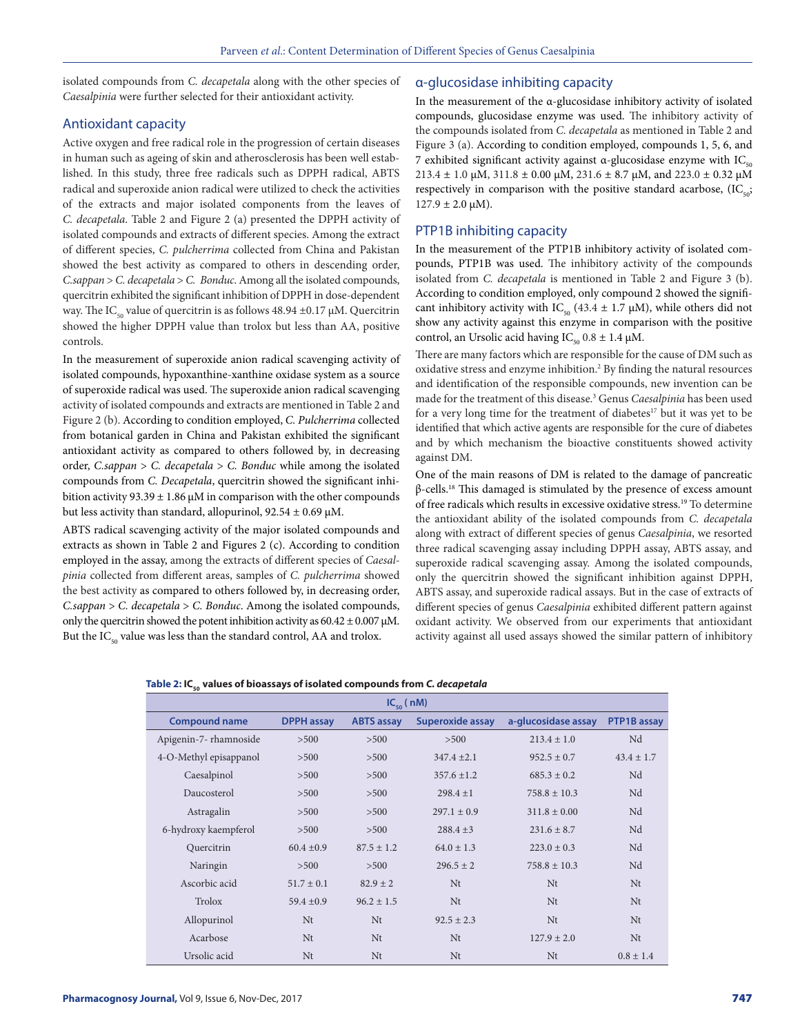isolated compounds from *C. decapetala* along with the other species of *Caesalpinia* were further selected for their antioxidant activity.

## Antioxidant capacity

Active oxygen and free radical role in the progression of certain diseases in human such as ageing of skin and atherosclerosis has been well established. In this study, three free radicals such as DPPH radical, ABTS radical and superoxide anion radical were utilized to check the activities of the extracts and major isolated components from the leaves of *C. decapetala*. Table 2 and Figure 2 (a) presented the DPPH activity of isolated compounds and extracts of different species. Among the extract of different species, *C. pulcherrima* collected from China and Pakistan showed the best activity as compared to others in descending order, *C.sappan* > *C. decapetala* > *C. Bonduc*. Among all the isolated compounds, quercitrin exhibited the significant inhibition of DPPH in dose-dependent way. The $IC_{50}$ value of quercitrin is as follows 48.94 ±0.17 µM. Quercitrin showed the higher DPPH value than trolox but less than AA, positive controls.

In the measurement of superoxide anion radical scavenging activity of isolated compounds, hypoxanthine-xanthine oxidase system as a source of superoxide radical was used. The superoxide anion radical scavenging activity of isolated compounds and extracts are mentioned in Table 2 and Figure 2 (b). According to condition employed, *C. Pulcherrima* collected from botanical garden in China and Pakistan exhibited the significant antioxidant activity as compared to others followed by, in decreasing order, *C.sappan* > *C. decapetala* > *C. Bonduc* while among the isolated compounds from *C. Decapetala*, quercitrin showed the significant inhibition activity 93.39 ± 1.86 µM in comparison with the other compounds but less activity than standard, allopurinol, 92.54 ± 0.69 µM.

ABTS radical scavenging activity of the major isolated compounds and extracts as shown in Table 2 and Figures 2 (c). According to condition employed in the assay, among the extracts of different species of *Caesalpinia* collected from different areas, samples of *C. pulcherrima* showed the best activity as compared to others followed by, in decreasing order, *C.sappan* > *C. decapetala* > *C. Bonduc*. Among the isolated compounds, only the quercitrin showed the potent inhibition activity as 60.42 ± 0.007 µM. But the $IC_{50}$ value was less than the standard control, AA and trolox.

## α-glucosidase inhibiting capacity

In the measurement of the α-glucosidase inhibitory activity of isolated compounds, glucosidase enzyme was used. The inhibitory activity of the compounds isolated from *C. decapetala* as mentioned in Table 2 and Figure 3 (a). According to condition employed, compounds 1, 5, 6, and 7 exhibited significant activity against α-glucosidase enzyme with $IC_{50}$ 213.4 ± 1.0 µM, 311.8 ± 0.00 µM, 231.6 ± 8.7 µM, and 223.0 ± 0.32 µM respectively in comparison with the positive standard acarbose, ($IC_{50}$; 127.9 ± 2.0 µM).

## PTP1B inhibiting capacity

In the measurement of the PTP1B inhibitory activity of isolated compounds, PTP1B was used. The inhibitory activity of the compounds isolated from *C. decapetala* is mentioned in Table 2 and Figure 3 (b). According to condition employed, only compound 2 showed the significant inhibitory activity with $IC_{50}$ (43.4 ± 1.7 µM), while others did not show any activity against this enzyme in comparison with the positive control, an Ursolic acid having $IC_{50}$ 0.8 ± 1.4 µM.

There are many factors which are responsible for the cause of DM such as oxidative stress and enzyme inhibition.[2] By finding the natural resources and identification of the responsible compounds, new invention can be made for the treatment of this disease.[3] Genus *Caesalpinia* has been used for a very long time for the treatment of diabetes[17] but it was yet to be identified that which active agents are responsible for the cure of diabetes and by which mechanism the bioactive constituents showed activity against DM.

One of the main reasons of DM is related to the damage of pancreatic β-cells.[18] This damaged is stimulated by the presence of excess amount of free radicals which results in excessive oxidative stress.[19] To determine the antioxidant ability of the isolated compounds from *C. decapetala* along with extract of different species of genus *Caesalpinia*, we resorted three radical scavenging assay including DPPH assay, ABTS assay, and superoxide radical scavenging assay. Among the isolated compounds, only the quercitrin showed the significant inhibition against DPPH, ABTS assay, and superoxide radical assays. But in the case of extracts of different species of genus *Caesalpinia* exhibited different pattern against oxidant activity. We observed from our experiments that antioxidant activity against all used assays showed the similar pattern of inhibitory

**Table 2: $IC_{50}$ values of bioassays of isolated compounds from *C. decapetala***

| | $IC_{50}$ ( nM) | | | | |
|---|---|---|---|---|---|
| **Compound name** | **DPPH assay** | **ABTS assay** | **Superoxide assay** | **a-glucosidase assay** | **PTP1B assay** |
| Apigenin-7- rhamnoside | >500 | >500 | >500 | 213.4 ± 1.0 | Nd |
| 4-O-Methyl episappanol | >500 | >500 | 347.4 ±2.1 | 952.5 ± 0.7 | 43.4 ± 1.7 |
| Caesalpinol | >500 | >500 | 357.6 ±1.2 | 685.3 ± 0.2 | Nd |
| Daucosterol | >500 | >500 | 298.4 ±1 | 758.8 ± 10.3 | Nd |
| Astragalin | >500 | >500 | 297.1 ± 0.9 | 311.8 ± 0.00 | Nd |
| 6-hydroxy kaempferol | >500 | >500 | 288.4 ±3 | 231.6 ± 8.7 | Nd |
| Quercitrin | 60.4 ±0.9 | 87.5 ± 1.2 | 64.0 ± 1.3 | 223.0 ± 0.3 | Nd |
| Naringin | >500 | >500 | 296.5 ± 2 | 758.8 ± 10.3 | Nd |
| Ascorbic acid | 51.7 ± 0.1 | 82.9 ± 2 | Nt | Nt | Nt |
| Trolox | 59.4 ±0.9 | 96.2 ± 1.5 | Nt | Nt | Nt |
| Allopurinol | Nt | Nt | 92.5 ± 2.3 | Nt | Nt |
| Acarbose | Nt | Nt | Nt | 127.9 ± 2.0 | Nt |
| Ursolic acid | Nt | Nt | Nt | Nt | 0.8 ± 1.4 |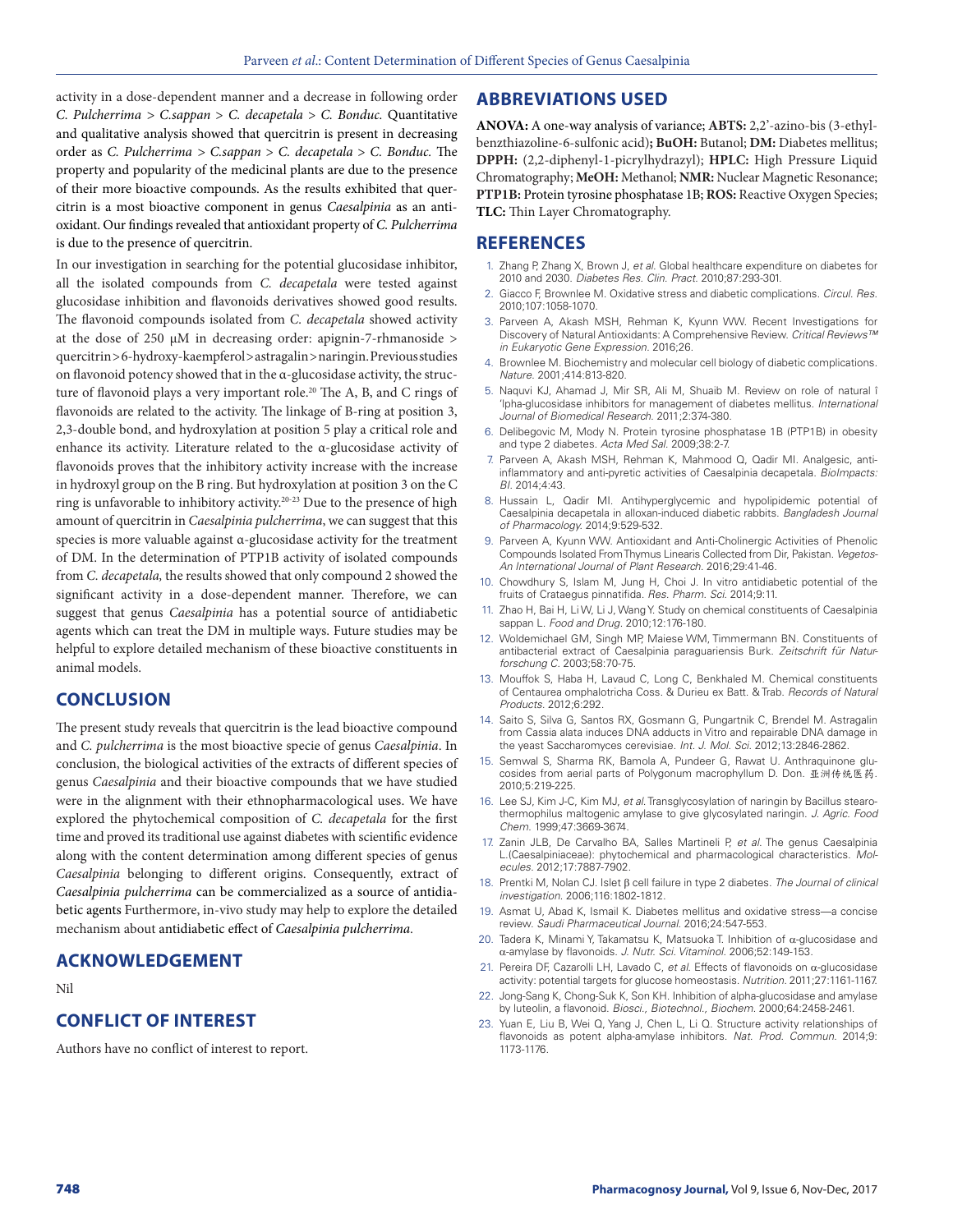activity in a dose-dependent manner and a decrease in following order *C. Pulcherrima* > *C.sappan* > *C. decapetala* > *C. Bonduc*. Quantitative and qualitative analysis showed that quercitrin is present in decreasing order as *C. Pulcherrima* > *C.sappan* > *C. decapetala* > *C. Bonduc*. The property and popularity of the medicinal plants are due to the presence of their more bioactive compounds. As the results exhibited that quercitrin is a most bioactive component in genus *Caesalpinia* as an antioxidant. Our findings revealed that antioxidant property of *C. Pulcherrima* is due to the presence of quercitrin.

In our investigation in searching for the potential glucosidase inhibitor, all the isolated compounds from *C. decapetala* were tested against glucosidase inhibition and flavonoids derivatives showed good results. The flavonoid compounds isolated from *C. decapetala* showed activity at the dose of 250 µM in decreasing order: apignin-7-rhmanoside > quercitrin > 6-hydroxy-kaempferol > astragalin > naringin. Previous studies on flavonoid potency showed that in the α-glucosidase activity, the structure of flavonoid plays a very important role.[20] The A, B, and C rings of flavonoids are related to the activity. The linkage of B-ring at position 3, 2,3-double bond, and hydroxylation at position 5 play a critical role and enhance its activity. Literature related to the α-glucosidase activity of flavonoids proves that the inhibitory activity increase with the increase in hydroxyl group on the B ring. But hydroxylation at position 3 on the C ring is unfavorable to inhibitory activity.[20-23] Due to the presence of high amount of quercitrin in *Caesalpinia pulcherrima*, we can suggest that this species is more valuable against α-glucosidase activity for the treatment of DM. In the determination of PTP1B activity of isolated compounds from *C. decapetala,* the results showed that only compound 2 showed the significant activity in a dose-dependent manner. Therefore, we can suggest that genus *Caesalpinia* has a potential source of antidiabetic agents which can treat the DM in multiple ways. Future studies may be helpful to explore detailed mechanism of these bioactive constituents in animal models.

## CONCLUSION

The present study reveals that quercitrin is the lead bioactive compound and *C. pulcherrima* is the most bioactive specie of genus *Caesalpinia*. In conclusion, the biological activities of the extracts of different species of genus *Caesalpinia* and their bioactive compounds that we have studied were in the alignment with their ethnopharmacological uses. We have explored the phytochemical composition of *C. decapetala* for the first time and proved its traditional use against diabetes with scientific evidence along with the content determination among different species of genus *Caesalpinia* belonging to different origins. Consequently, extract of *Caesalpinia pulcherrima* can be commercialized as a source of antidiabetic agents Furthermore, in-vivo study may help to explore the detailed mechanism about antidiabetic effect of *Caesalpinia pulcherrima*.

## ACKNOWLEDGEMENT

Nil

## CONFLICT OF INTEREST

Authors have no conflict of interest to report.

## ABBREVIATIONS USED

**ANOVA:** A one-way analysis of variance; **ABTS:** 2,2'-azino-bis (3-ethylbenzthiazoline-6-sulfonic acid)**;** **BuOH:** Butanol; **DM:** Diabetes mellitus; **DPPH:** (2,2-diphenyl-1-picrylhydrazyl); **HPLC:** High Pressure Liquid Chromatography; **MeOH:** Methanol; **NMR:** Nuclear Magnetic Resonance; **PTP1B:** Protein tyrosine phosphatase 1B; **ROS:** Reactive Oxygen Species; **TLC:** Thin Layer Chromatography.

## REFERENCES

1. Zhang P, Zhang X, Brown J, *et al.* Global healthcare expenditure on diabetes for 2010 and 2030. *Diabetes Res. Clin. Pract.* 2010;87:293-301.
2. Giacco F, Brownlee M. Oxidative stress and diabetic complications. *Circul. Res.* 2010;107:1058-1070.
3. Parveen A, Akash MSH, Rehman K, Kyunn WW. Recent Investigations for Discovery of Natural Antioxidants: A Comprehensive Review. *Critical Reviews™ in Eukaryotic Gene Expression.* 2016;26.
4. Brownlee M. Biochemistry and molecular cell biology of diabetic complications. *Nature.* 2001;414:813-820.
5. Naquvi KJ, Ahamad J, Mir SR, Ali M, Shuaib M. Review on role of natural î 'lpha-glucosidase inhibitors for management of diabetes mellitus. *International Journal of Biomedical Research.* 2011;2:374-380.
6. Delibegovic M, Mody N. Protein tyrosine phosphatase 1B (PTP1B) in obesity and type 2 diabetes. *Acta Med Sal.* 2009;38:2-7.
7. Parveen A, Akash MSH, Rehman K, Mahmood Q, Qadir MI. Analgesic, anti-inflammatory and anti-pyretic activities of Caesalpinia decapetala. *BioImpacts: BI.* 2014;4:43.
8. Hussain L, Qadir MI. Antihyperglycemic and hypolipidemic potential of Caesalpinia decapetala in alloxan-induced diabetic rabbits. *Bangladesh Journal of Pharmacology.* 2014;9:529-532.
9. Parveen A, Kyunn WW. Antioxidant and Anti-Cholinergic Activities of Phenolic Compounds Isolated From Thymus Linearis Collected from Dir, Pakistan. *Vegetos-An International Journal of Plant Research.* 2016;29:41-46.
10. Chowdhury S, Islam M, Jung H, Choi J. In vitro antidiabetic potential of the fruits of Crataegus pinnatifida. *Res. Pharm. Sci.* 2014;9:11.
11. Zhao H, Bai H, Li W, Li J, Wang Y. Study on chemical constituents of Caesalpinia sappan L. *Food and Drug.* 2010;12:176-180.
12. Woldemichael GM, Singh MP, Maiese WM, Timmermann BN. Constituents of antibacterial extract of Caesalpinia paraguariensis Burk. *Zeitschrift für Naturforschung C.* 2003;58:70-75.
13. Mouffok S, Haba H, Lavaud C, Long C, Benkhaled M. Chemical constituents of Centaurea omphalotricha Coss. & Durieu ex Batt. & Trab. *Records of Natural Products.* 2012;6:292.
14. Saito S, Silva G, Santos RX, Gosmann G, Pungartnik C, Brendel M. Astragalin from Cassia alata induces DNA adducts in Vitro and repairable DNA damage in the yeast Saccharomyces cerevisiae. *Int. J. Mol. Sci.* 2012;13:2846-2862.
15. Semwal S, Sharma RK, Bamola A, Pundeer G, Rawat U. Anthraquinone glucosides from aerial parts of Polygonum macrophyllum D. Don. 亚洲传统医药. 2010;5:219-225.
16. Lee SJ, Kim J-C, Kim MJ, *et al.* Transglycosylation of naringin by Bacillus stearothermophilus maltogenic amylase to give glycosylated naringin. *J. Agric. Food Chem.* 1999;47:3669-3674.
17. Zanin JLB, De Carvalho BA, Salles Martineli P, *et al.* The genus Caesalpinia L.(Caesalpiniaceae): phytochemical and pharmacological characteristics. *Molecules.* 2012;17:7887-7902.
18. Prentki M, Nolan CJ. Islet β cell failure in type 2 diabetes. *The Journal of clinical investigation.* 2006;116:1802-1812.
19. Asmat U, Abad K, Ismail K. Diabetes mellitus and oxidative stress—a concise review. *Saudi Pharmaceutical Journal.* 2016;24:547-553.
20. Tadera K, Minami Y, Takamatsu K, Matsuoka T. Inhibition of α-glucosidase and α-amylase by flavonoids. *J. Nutr. Sci. Vitaminol.* 2006;52:149-153.
21. Pereira DF, Cazarolli LH, Lavado C, *et al.* Effects of flavonoids on α-glucosidase activity: potential targets for glucose homeostasis. *Nutrition.* 2011;27:1161-1167.
22. Jong-Sang K, Chong-Suk K, Son KH. Inhibition of alpha-glucosidase and amylase by luteolin, a flavonoid. *Biosci., Biotechnol., Biochem.* 2000;64:2458-2461.
23. Yuan E, Liu B, Wei Q, Yang J, Chen L, Li Q. Structure activity relationships of flavonoids as potent alpha-amylase inhibitors. *Nat. Prod. Commun.* 2014;9:1173-1176.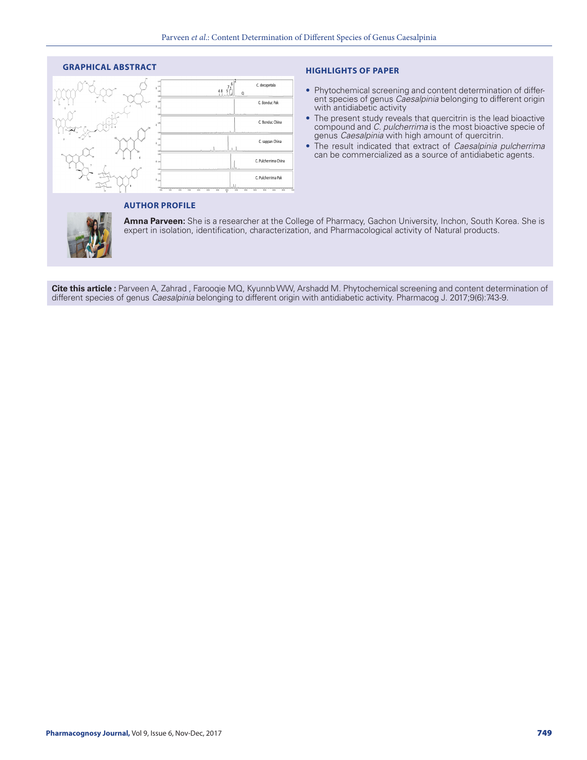## GRAPHICAL ABSTRACT

C. decapetala

C. Bonduc Pak

C. Bonduc China

C. sappan China

C. Pulcherrima China

C. Pulcherrima Pak

## HIGHLIGHTS OF PAPER

- Phytochemical screening and content determination of different species of genus *Caesalpinia* belonging to different origin with antidiabetic activity
- The present study reveals that quercitrin is the lead bioactive compound and *C. pulcherrima* is the most bioactive specie of genus *Caesalpinia* with high amount of quercitrin.
- The result indicated that extract of *Caesalpinia pulcherrima* can be commercialized as a source of antidiabetic agents.

## AUTHOR PROFILE

**Amna Parveen:** She is a researcher at the College of Pharmacy, Gachon University, Inchon, South Korea. She is expert in isolation, identification, characterization, and Pharmacological activity of Natural products.

**Cite this article :** Parveen A, Zahrad , Farooqie MQ, Kyunnb WW, Arshadd M. Phytochemical screening and content determination of different species of genus *Caesalpinia* belonging to different origin with antidiabetic activity. Pharmacog J. 2017;9(6):743-9.